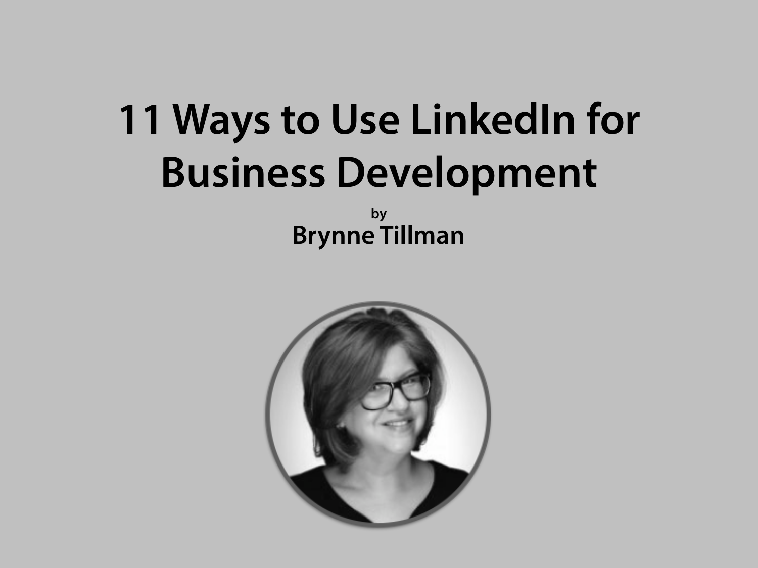# 11 Ways to Use LinkedIn for Business Development

by

**Brynne Tillman**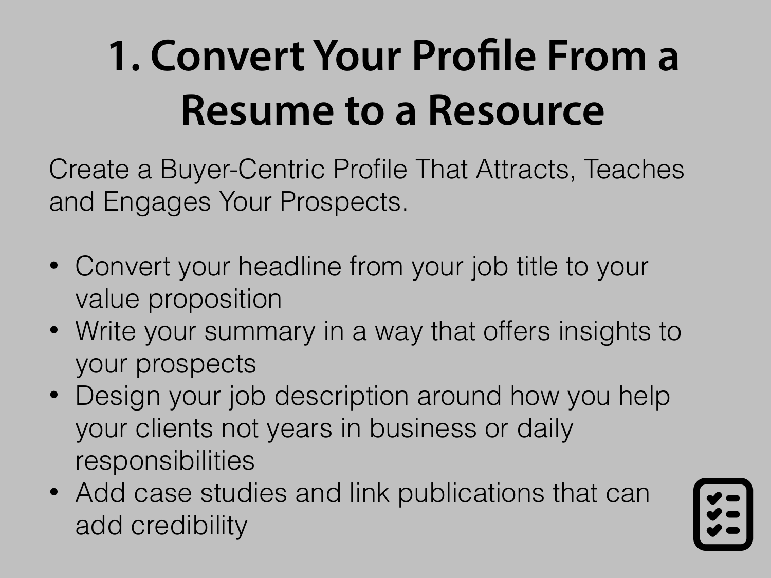# 1. Convert Your Profile From a Resume to a Resource

Create a Buyer-Centric Profile That Attracts, Teaches and Engages Your Prospects.

- Convert your headline from your job title to your value proposition
- Write your summary in a way that offers insights to your prospects
- Design your job description around how you help your clients not years in business or daily responsibilities
- Add case studies and link publications that can add credibility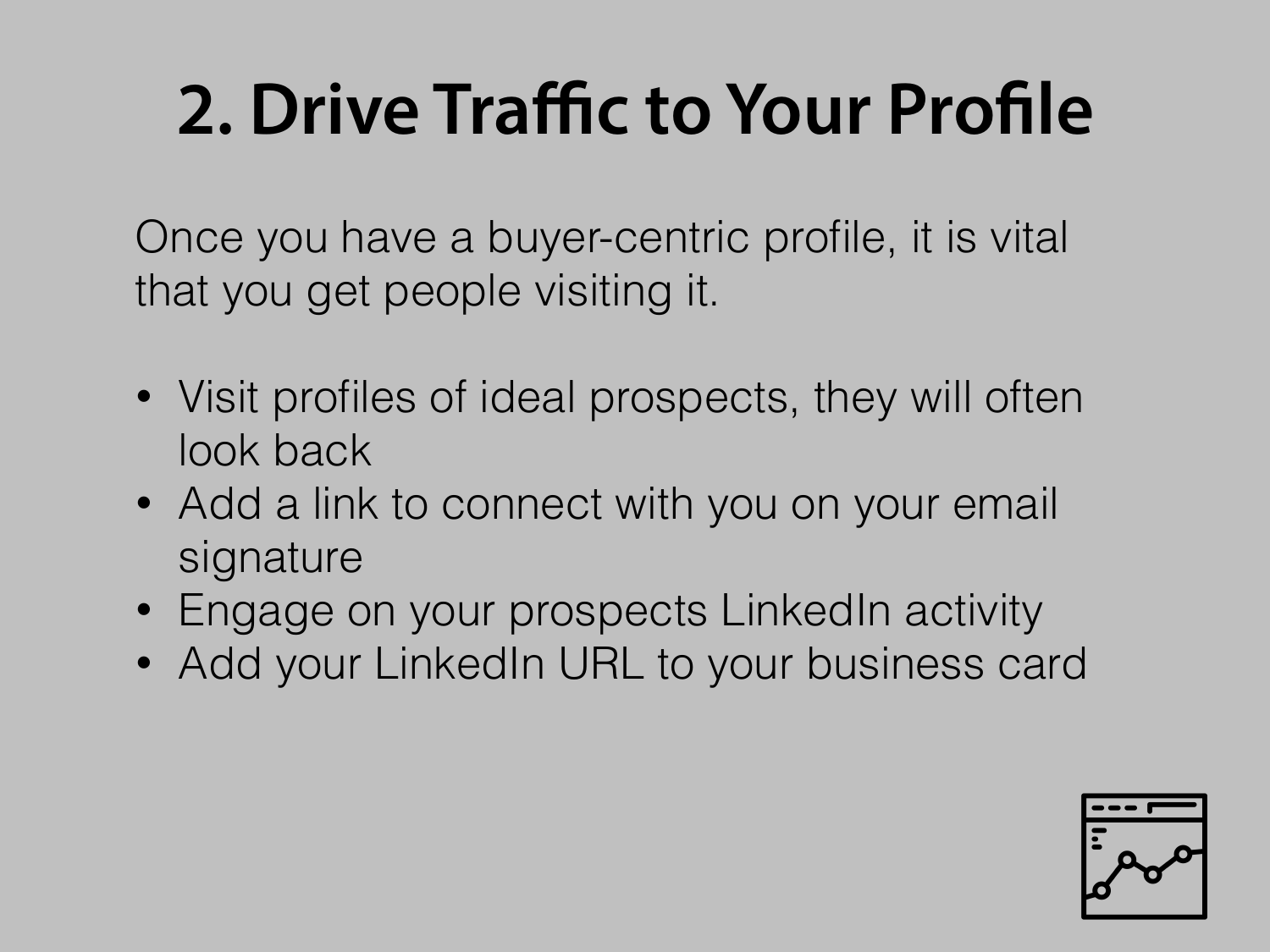# 2. Drive Traffic to Your Profile

Once you have a buyer-centric profile, it is vital that you get people visiting it.

- Visit profiles of ideal prospects, they will often look back
- Add a link to connect with you on your email signature
- Engage on your prospects LinkedIn activity
- Add your LinkedIn URL to your business card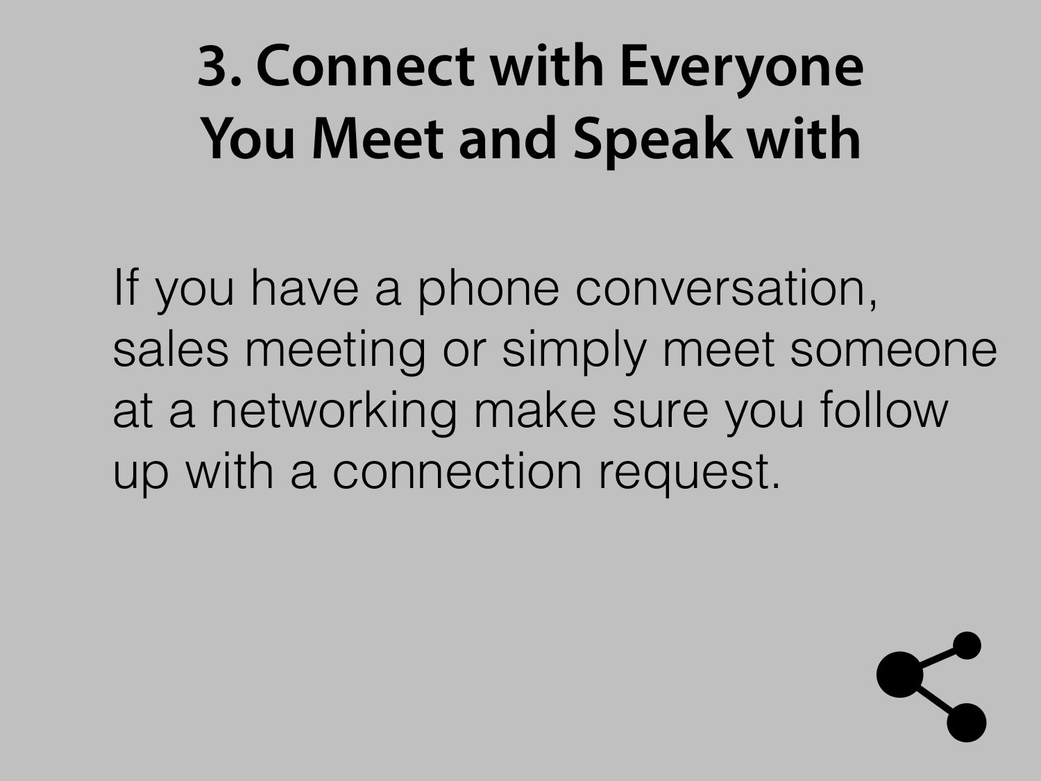# 3. Connect with Everyone You Meet and Speak with

If you have a phone conversation, sales meeting or simply meet someone at a networking make sure you follow up with a connection request.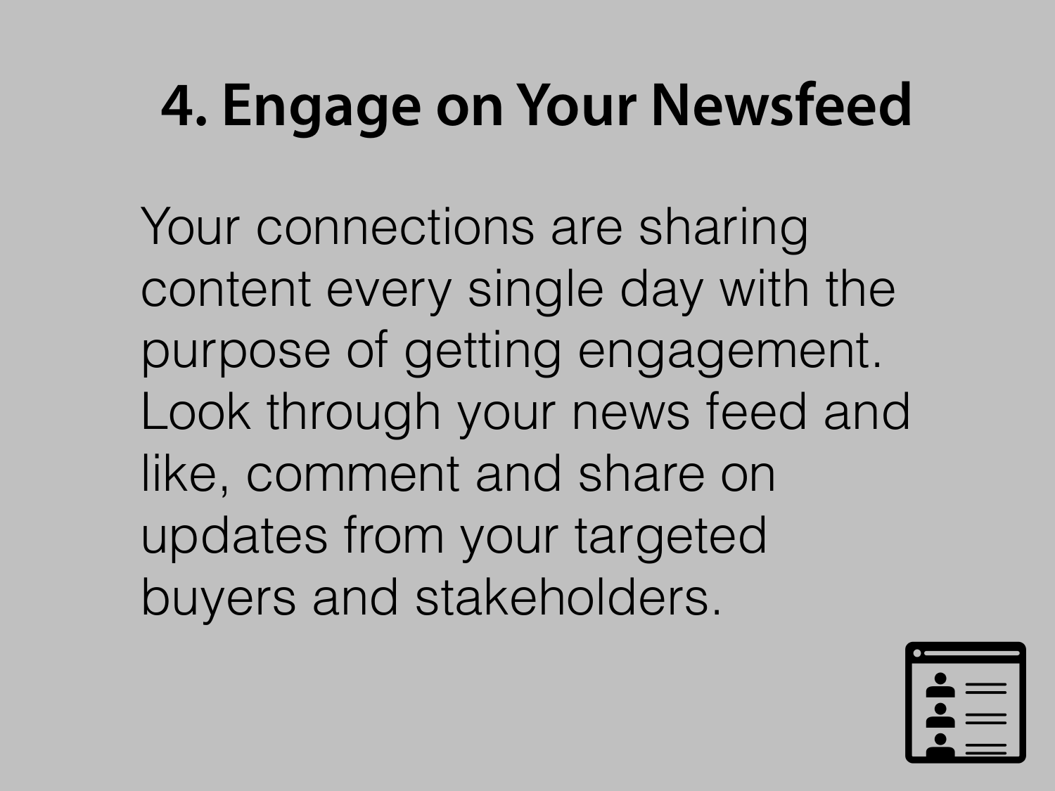# 4. Engage on Your Newsfeed

Your connections are sharing content every single day with the purpose of getting engagement. Look through your news feed and like, comment and share on updates from your targeted buyers and stakeholders.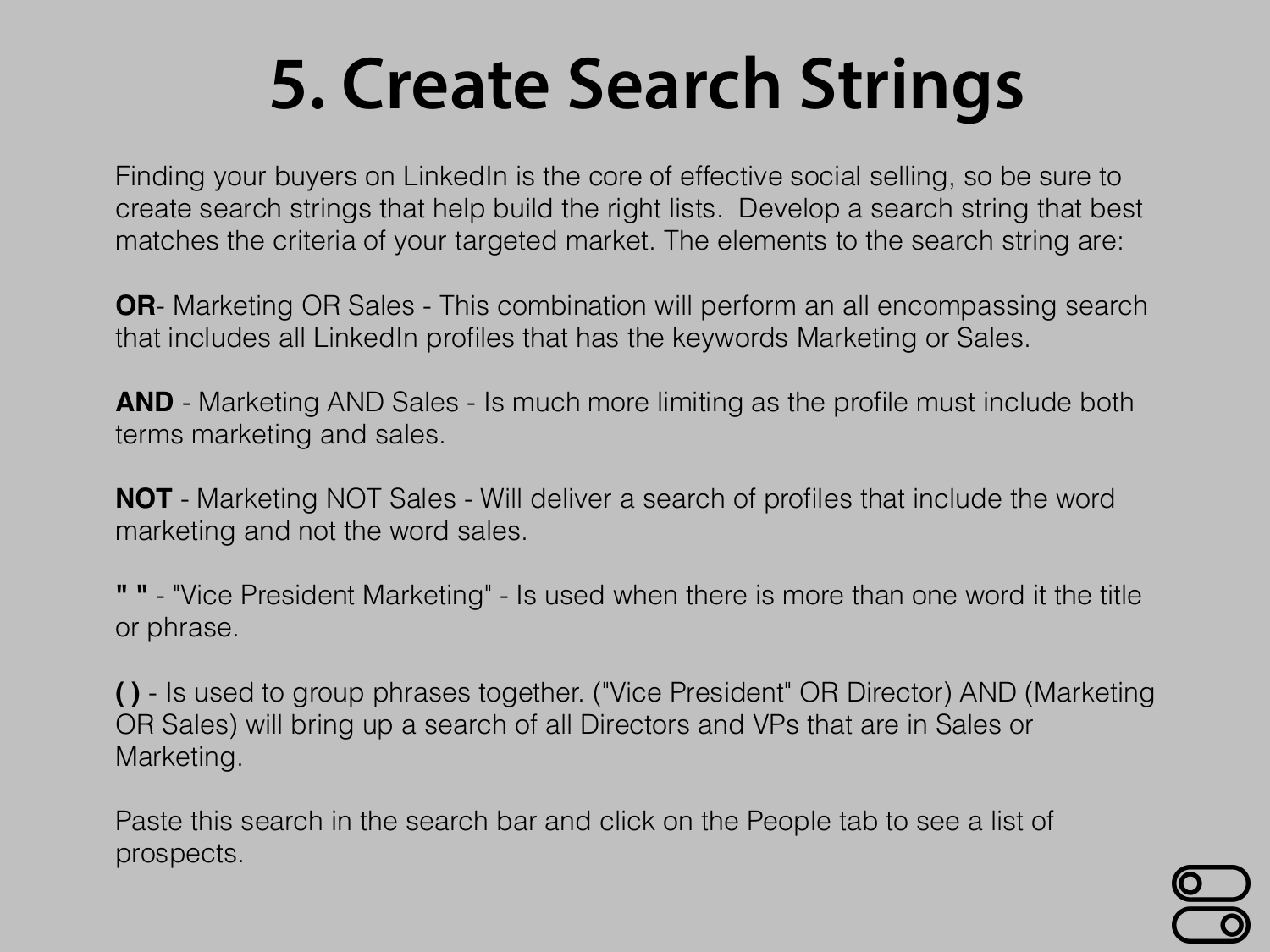# 5. Create Search Strings

Finding your buyers on LinkedIn is the core of effective social selling, so be sure to create search strings that help build the right lists.  Develop a search string that best matches the criteria of your targeted market. The elements to the search string are:

**OR**- Marketing OR Sales - This combination will perform an all encompassing search that includes all LinkedIn profiles that has the keywords Marketing or Sales.

**AND** - Marketing AND Sales - Is much more limiting as the profile must include both terms marketing and sales.

**NOT** - Marketing NOT Sales - Will deliver a search of profiles that include the word marketing and not the word sales.

**" "** - "Vice President Marketing" - Is used when there is more than one word it the title or phrase.

**( )** - Is used to group phrases together. ("Vice President" OR Director) AND (Marketing OR Sales) will bring up a search of all Directors and VPs that are in Sales or Marketing.

Paste this search in the search bar and click on the People tab to see a list of prospects.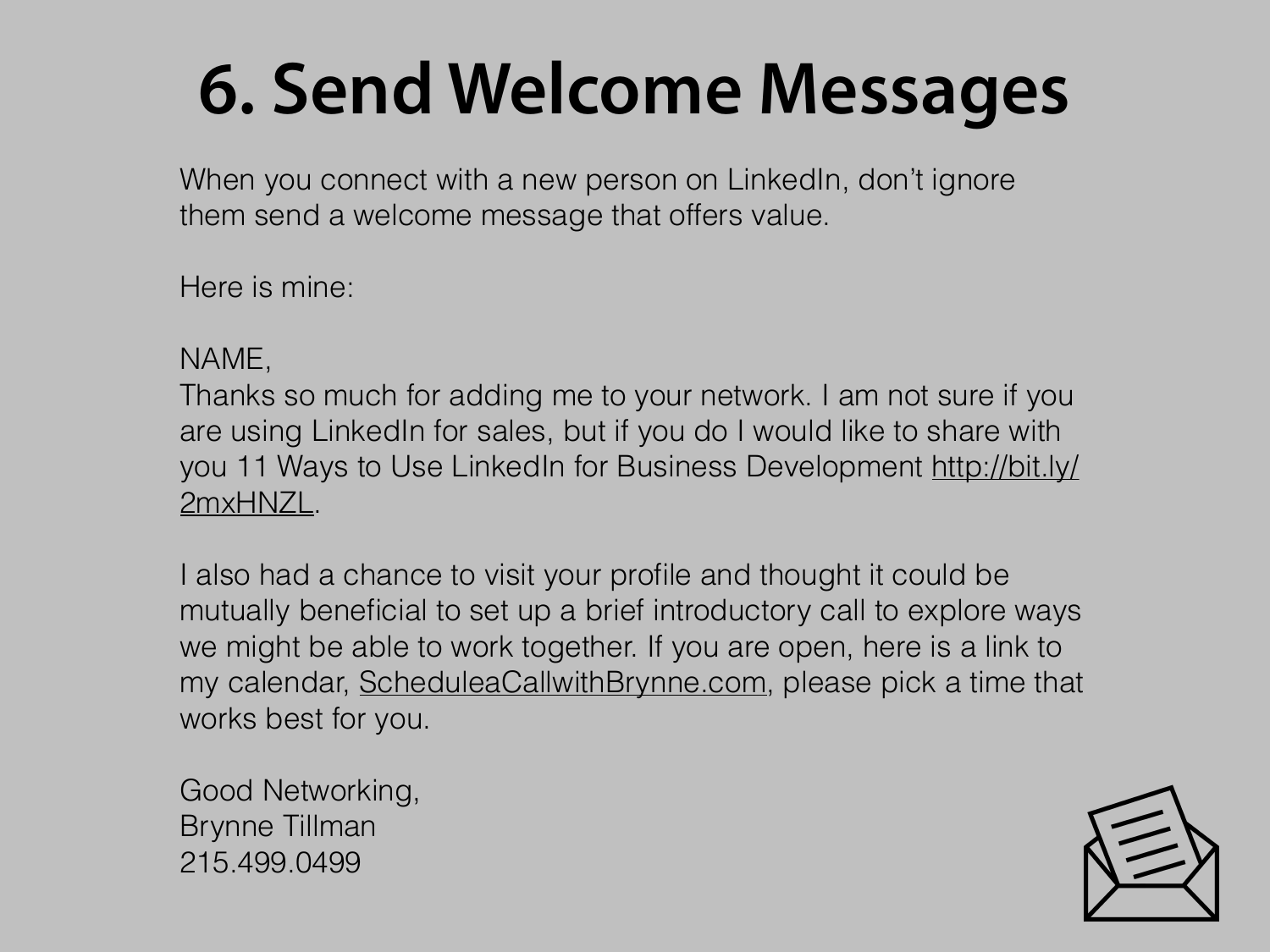# 6. Send Welcome Messages

When you connect with a new person on LinkedIn, don't ignore them send a welcome message that offers value.

Here is mine:

NAME,
Thanks so much for adding me to your network. I am not sure if you are using LinkedIn for sales, but if you do I would like to share with you 11 Ways to Use LinkedIn for Business Development http://bit.ly/2mxHNZL.

I also had a chance to visit your profile and thought it could be mutually beneficial to set up a brief introductory call to explore ways we might be able to work together. If you are open, here is a link to my calendar, ScheduleaCallwithBrynne.com, please pick a time that works best for you.

Good Networking,
Brynne Tillman
215.499.0499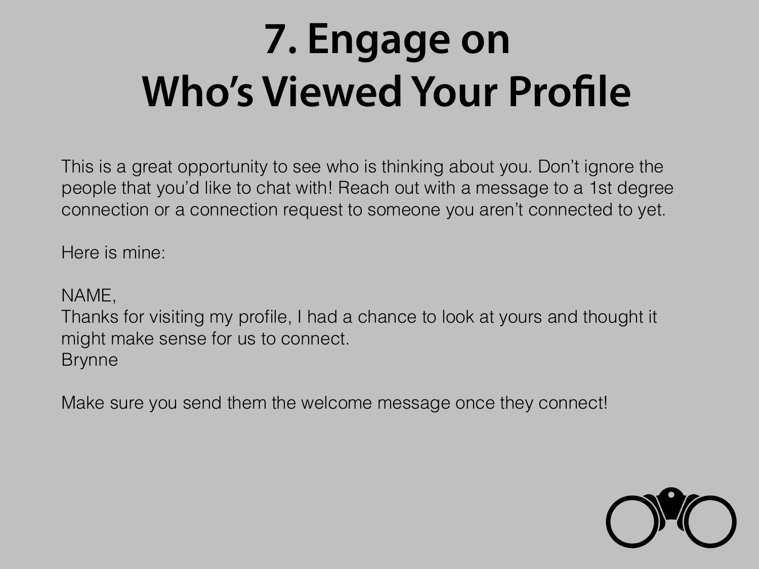# 7. Engage on Who's Viewed Your Profile

This is a great opportunity to see who is thinking about you. Don't ignore the people that you'd like to chat with! Reach out with a message to a 1st degree connection or a connection request to someone you aren't connected to yet.

Here is mine:

NAME,
Thanks for visiting my profile, I had a chance to look at yours and thought it might make sense for us to connect.
Brynne

Make sure you send them the welcome message once they connect!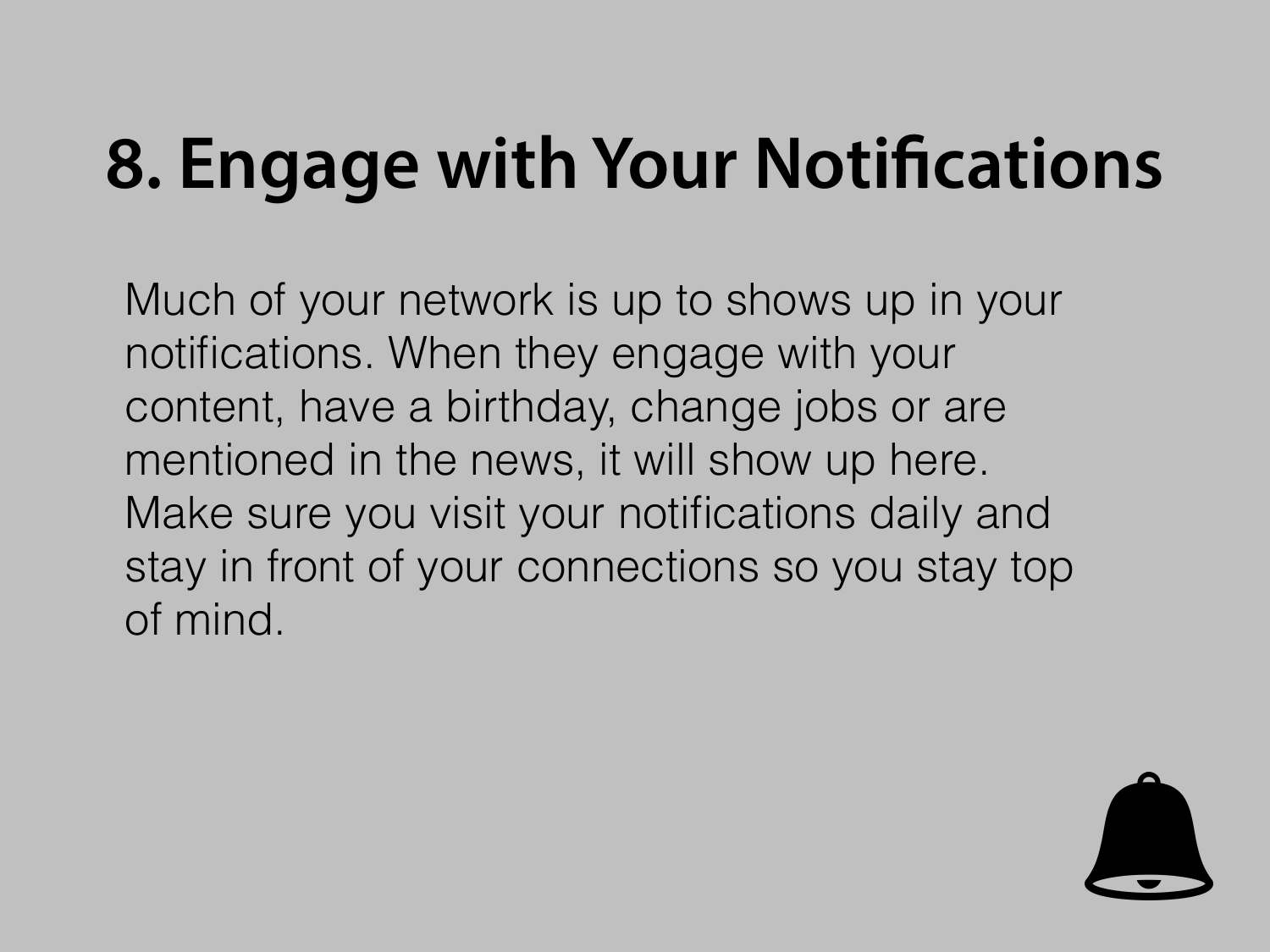# 8. Engage with Your Notifications

Much of your network is up to shows up in your notifications. When they engage with your content, have a birthday, change jobs or are mentioned in the news, it will show up here. Make sure you visit your notifications daily and stay in front of your connections so you stay top of mind.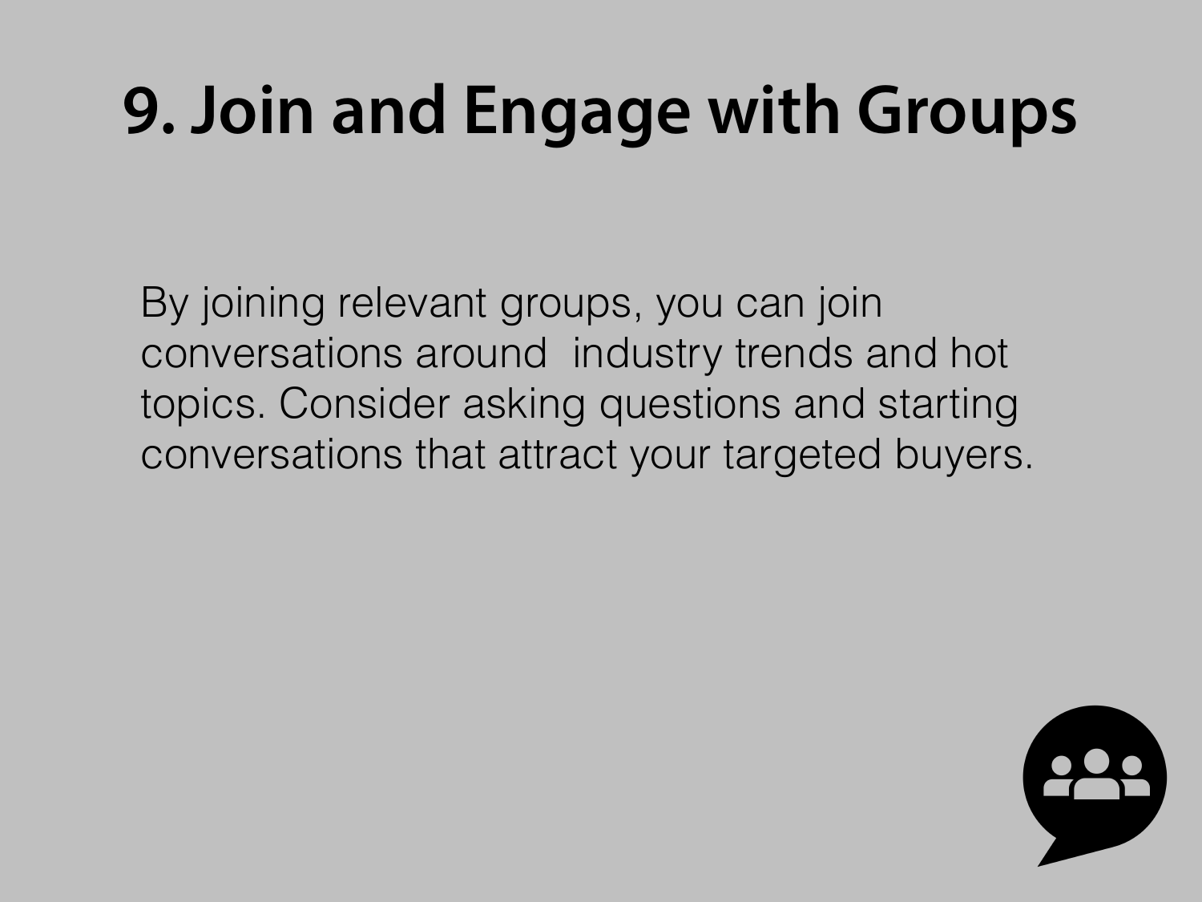# 9. Join and Engage with Groups

By joining relevant groups, you can join conversations around industry trends and hot topics. Consider asking questions and starting conversations that attract your targeted buyers.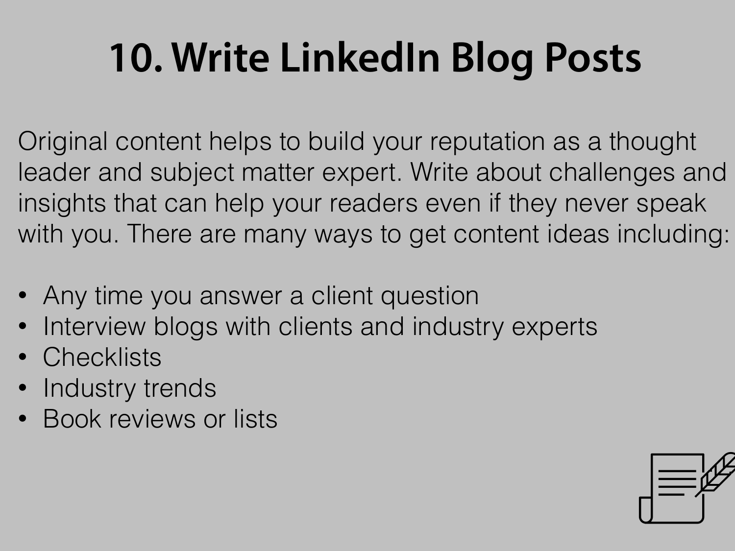# 10. Write LinkedIn Blog Posts

Original content helps to build your reputation as a thought leader and subject matter expert. Write about challenges and insights that can help your readers even if they never speak with you. There are many ways to get content ideas including:

- Any time you answer a client question
- Interview blogs with clients and industry experts
- Checklists
- Industry trends
- Book reviews or lists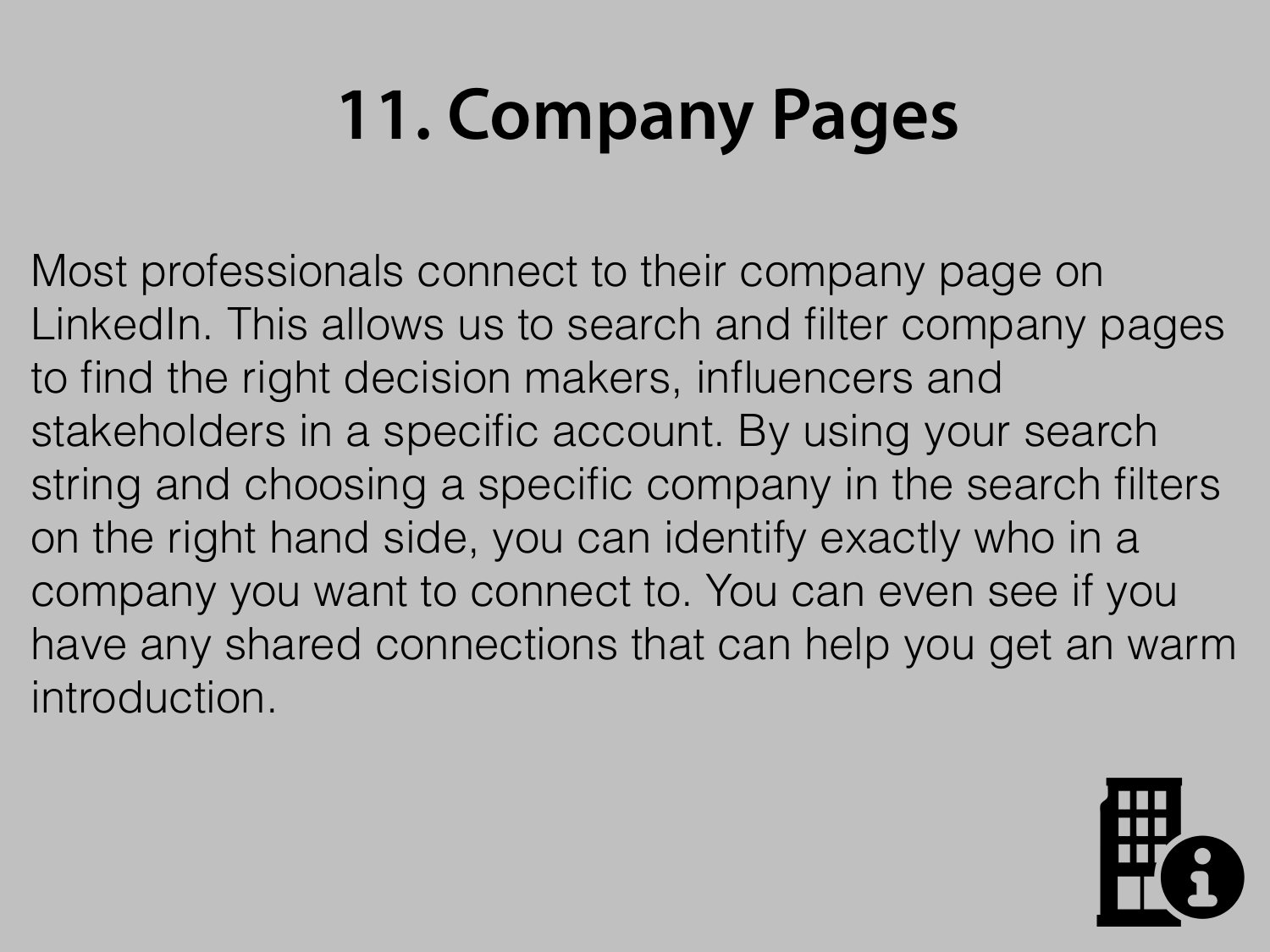# 11. Company Pages

Most professionals connect to their company page on LinkedIn. This allows us to search and filter company pages to find the right decision makers, influencers and stakeholders in a specific account. By using your search string and choosing a specific company in the search filters on the right hand side, you can identify exactly who in a company you want to connect to. You can even see if you have any shared connections that can help you get an warm introduction.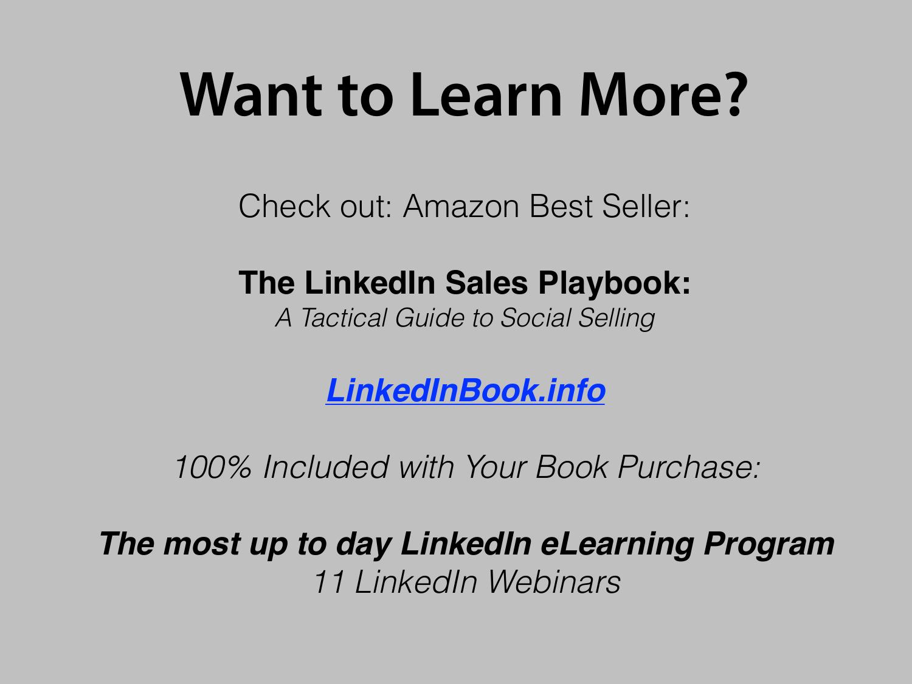# Want to Learn More?

Check out: Amazon Best Seller:

**The LinkedIn Sales Playbook:**
*A Tactical Guide to Social Selling*

***LinkedInBook.info***

*100% Included with Your Book Purchase:*

***The most up to day LinkedIn eLearning Program***
*11 LinkedIn Webinars*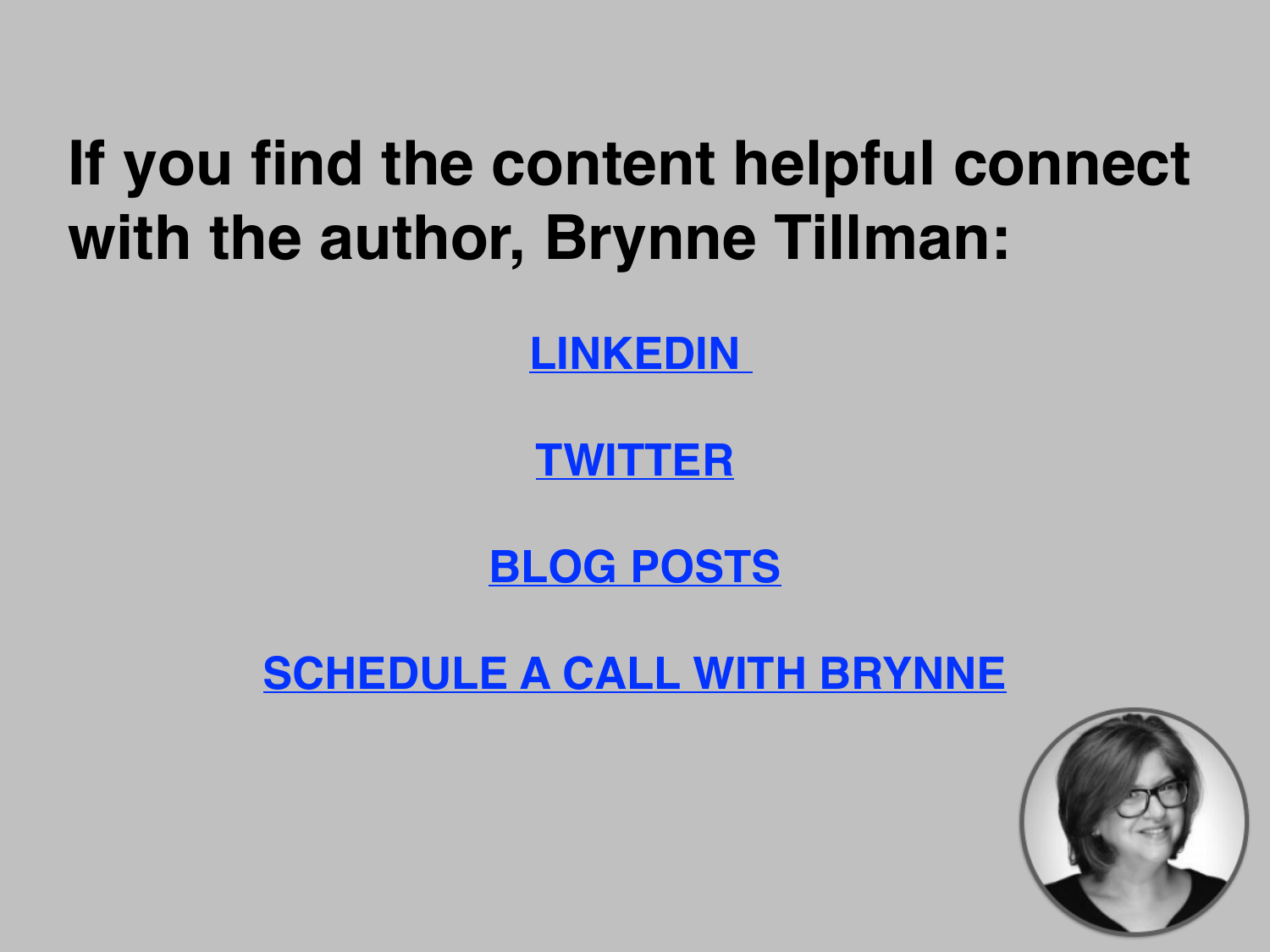# If you find the content helpful connect with the author, Brynne Tillman:

LINKEDIN

TWITTER

BLOG POSTS

SCHEDULE A CALL WITH BRYNNE